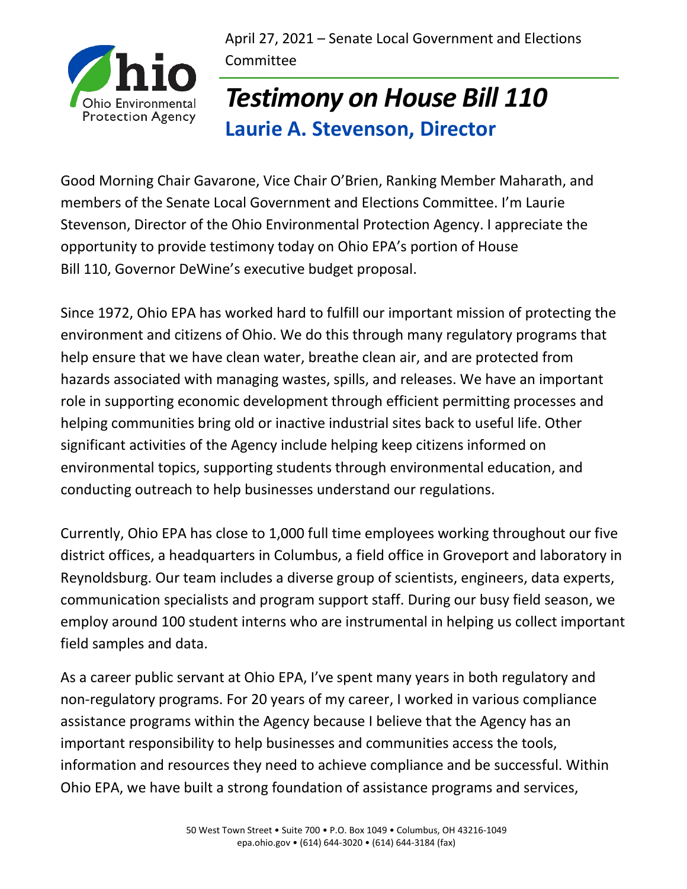April 27, 2021 – Senate Local Government and Elections Committee

# *Testimony on House Bill 110*

## Laurie A. Stevenson, Director

Good Morning Chair Gavarone, Vice Chair O'Brien, Ranking Member Maharath, and members of the Senate Local Government and Elections Committee. I'm Laurie Stevenson, Director of the Ohio Environmental Protection Agency. I appreciate the opportunity to provide testimony today on Ohio EPA's portion of House Bill 110, Governor DeWine's executive budget proposal.

Since 1972, Ohio EPA has worked hard to fulfill our important mission of protecting the environment and citizens of Ohio. We do this through many regulatory programs that help ensure that we have clean water, breathe clean air, and are protected from hazards associated with managing wastes, spills, and releases. We have an important role in supporting economic development through efficient permitting processes and helping communities bring old or inactive industrial sites back to useful life. Other significant activities of the Agency include helping keep citizens informed on environmental topics, supporting students through environmental education, and conducting outreach to help businesses understand our regulations.

Currently, Ohio EPA has close to 1,000 full time employees working throughout our five district offices, a headquarters in Columbus, a field office in Groveport and laboratory in Reynoldsburg. Our team includes a diverse group of scientists, engineers, data experts, communication specialists and program support staff. During our busy field season, we employ around 100 student interns who are instrumental in helping us collect important field samples and data.

As a career public servant at Ohio EPA, I've spent many years in both regulatory and non-regulatory programs. For 20 years of my career, I worked in various compliance assistance programs within the Agency because I believe that the Agency has an important responsibility to help businesses and communities access the tools, information and resources they need to achieve compliance and be successful. Within Ohio EPA, we have built a strong foundation of assistance programs and services,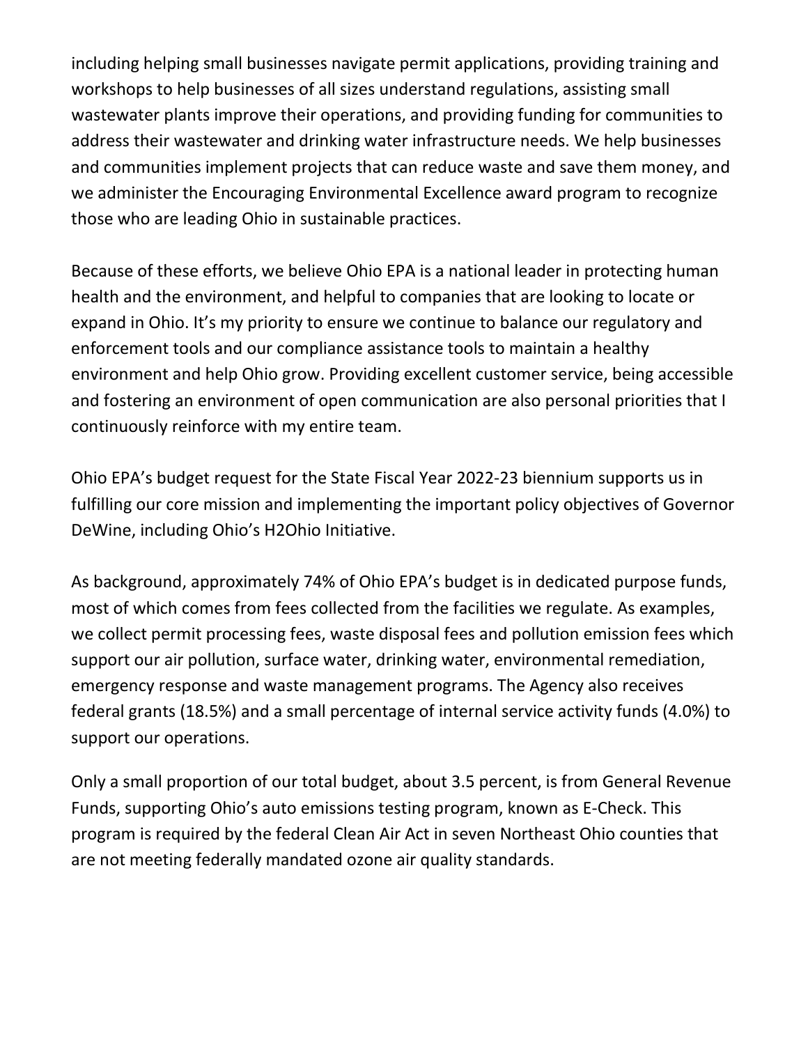including helping small businesses navigate permit applications, providing training and workshops to help businesses of all sizes understand regulations, assisting small wastewater plants improve their operations, and providing funding for communities to address their wastewater and drinking water infrastructure needs. We help businesses and communities implement projects that can reduce waste and save them money, and we administer the Encouraging Environmental Excellence award program to recognize those who are leading Ohio in sustainable practices.

Because of these efforts, we believe Ohio EPA is a national leader in protecting human health and the environment, and helpful to companies that are looking to locate or expand in Ohio. It's my priority to ensure we continue to balance our regulatory and enforcement tools and our compliance assistance tools to maintain a healthy environment and help Ohio grow. Providing excellent customer service, being accessible and fostering an environment of open communication are also personal priorities that I continuously reinforce with my entire team.

Ohio EPA's budget request for the State Fiscal Year 2022-23 biennium supports us in fulfilling our core mission and implementing the important policy objectives of Governor DeWine, including Ohio's H2Ohio Initiative.

As background, approximately 74% of Ohio EPA's budget is in dedicated purpose funds, most of which comes from fees collected from the facilities we regulate. As examples, we collect permit processing fees, waste disposal fees and pollution emission fees which support our air pollution, surface water, drinking water, environmental remediation, emergency response and waste management programs. The Agency also receives federal grants (18.5%) and a small percentage of internal service activity funds (4.0%) to support our operations.

Only a small proportion of our total budget, about 3.5 percent, is from General Revenue Funds, supporting Ohio's auto emissions testing program, known as E-Check. This program is required by the federal Clean Air Act in seven Northeast Ohio counties that are not meeting federally mandated ozone air quality standards.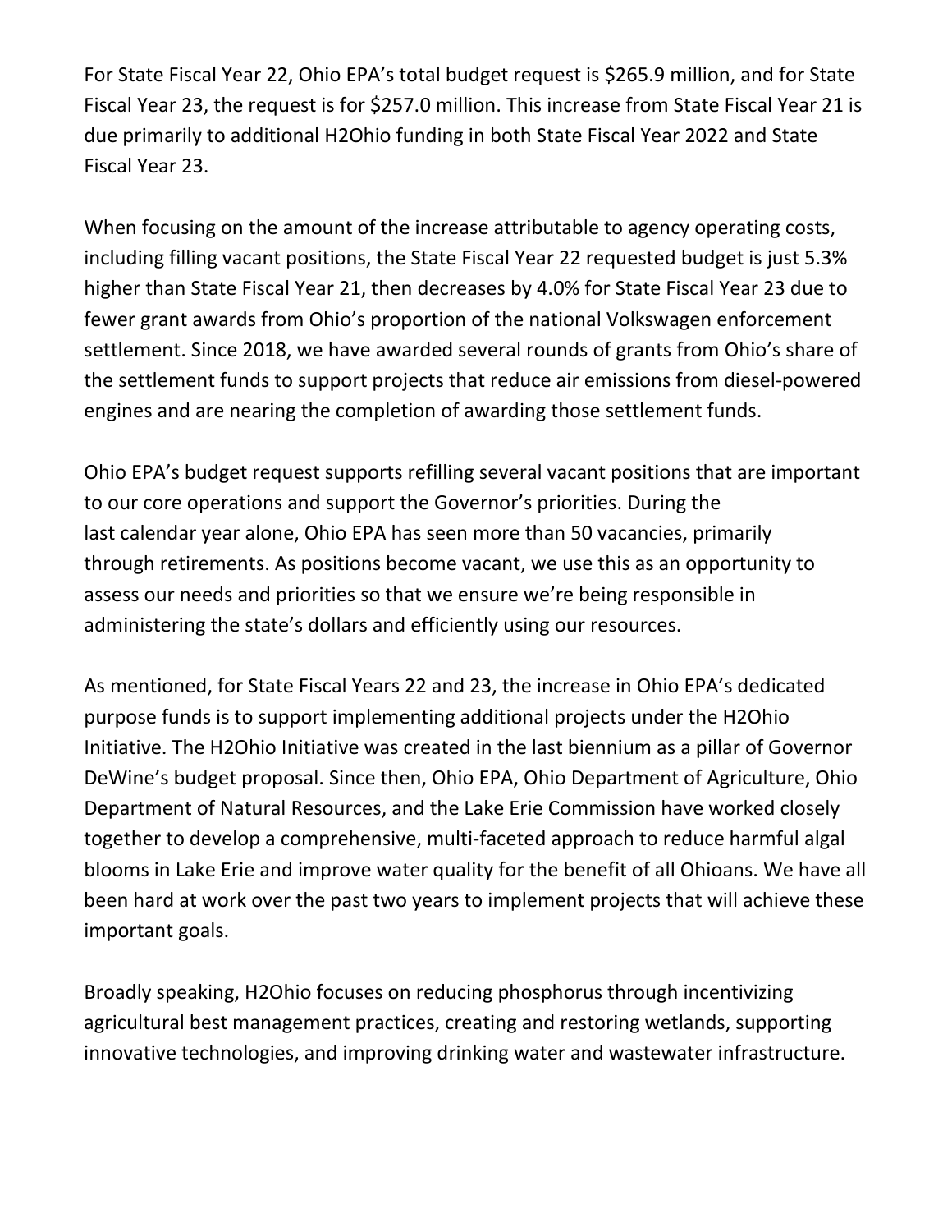For State Fiscal Year 22, Ohio EPA's total budget request is $265.9 million, and for State Fiscal Year 23, the request is for $257.0 million. This increase from State Fiscal Year 21 is due primarily to additional H2Ohio funding in both State Fiscal Year 2022 and State Fiscal Year 23.

When focusing on the amount of the increase attributable to agency operating costs, including filling vacant positions, the State Fiscal Year 22 requested budget is just 5.3% higher than State Fiscal Year 21, then decreases by 4.0% for State Fiscal Year 23 due to fewer grant awards from Ohio's proportion of the national Volkswagen enforcement settlement. Since 2018, we have awarded several rounds of grants from Ohio's share of the settlement funds to support projects that reduce air emissions from diesel-powered engines and are nearing the completion of awarding those settlement funds.

Ohio EPA's budget request supports refilling several vacant positions that are important to our core operations and support the Governor's priorities. During the last calendar year alone, Ohio EPA has seen more than 50 vacancies, primarily through retirements. As positions become vacant, we use this as an opportunity to assess our needs and priorities so that we ensure we're being responsible in administering the state's dollars and efficiently using our resources.

As mentioned, for State Fiscal Years 22 and 23, the increase in Ohio EPA's dedicated purpose funds is to support implementing additional projects under the H2Ohio Initiative. The H2Ohio Initiative was created in the last biennium as a pillar of Governor DeWine's budget proposal. Since then, Ohio EPA, Ohio Department of Agriculture, Ohio Department of Natural Resources, and the Lake Erie Commission have worked closely together to develop a comprehensive, multi-faceted approach to reduce harmful algal blooms in Lake Erie and improve water quality for the benefit of all Ohioans. We have all been hard at work over the past two years to implement projects that will achieve these important goals.

Broadly speaking, H2Ohio focuses on reducing phosphorus through incentivizing agricultural best management practices, creating and restoring wetlands, supporting innovative technologies, and improving drinking water and wastewater infrastructure.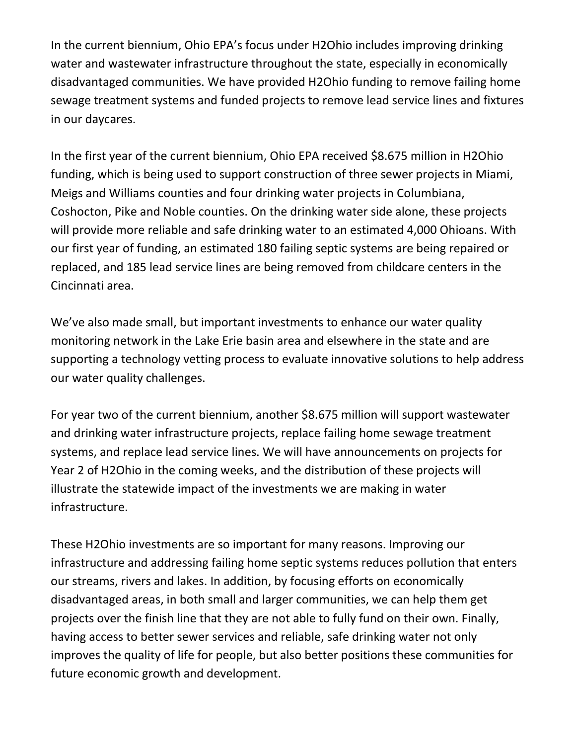In the current biennium, Ohio EPA's focus under H2Ohio includes improving drinking water and wastewater infrastructure throughout the state, especially in economically disadvantaged communities. We have provided H2Ohio funding to remove failing home sewage treatment systems and funded projects to remove lead service lines and fixtures in our daycares.

In the first year of the current biennium, Ohio EPA received $8.675 million in H2Ohio funding, which is being used to support construction of three sewer projects in Miami, Meigs and Williams counties and four drinking water projects in Columbiana, Coshocton, Pike and Noble counties. On the drinking water side alone, these projects will provide more reliable and safe drinking water to an estimated 4,000 Ohioans. With our first year of funding, an estimated 180 failing septic systems are being repaired or replaced, and 185 lead service lines are being removed from childcare centers in the Cincinnati area.

We've also made small, but important investments to enhance our water quality monitoring network in the Lake Erie basin area and elsewhere in the state and are supporting a technology vetting process to evaluate innovative solutions to help address our water quality challenges.

For year two of the current biennium, another $8.675 million will support wastewater and drinking water infrastructure projects, replace failing home sewage treatment systems, and replace lead service lines. We will have announcements on projects for Year 2 of H2Ohio in the coming weeks, and the distribution of these projects will illustrate the statewide impact of the investments we are making in water infrastructure.

These H2Ohio investments are so important for many reasons. Improving our infrastructure and addressing failing home septic systems reduces pollution that enters our streams, rivers and lakes. In addition, by focusing efforts on economically disadvantaged areas, in both small and larger communities, we can help them get projects over the finish line that they are not able to fully fund on their own. Finally, having access to better sewer services and reliable, safe drinking water not only improves the quality of life for people, but also better positions these communities for future economic growth and development.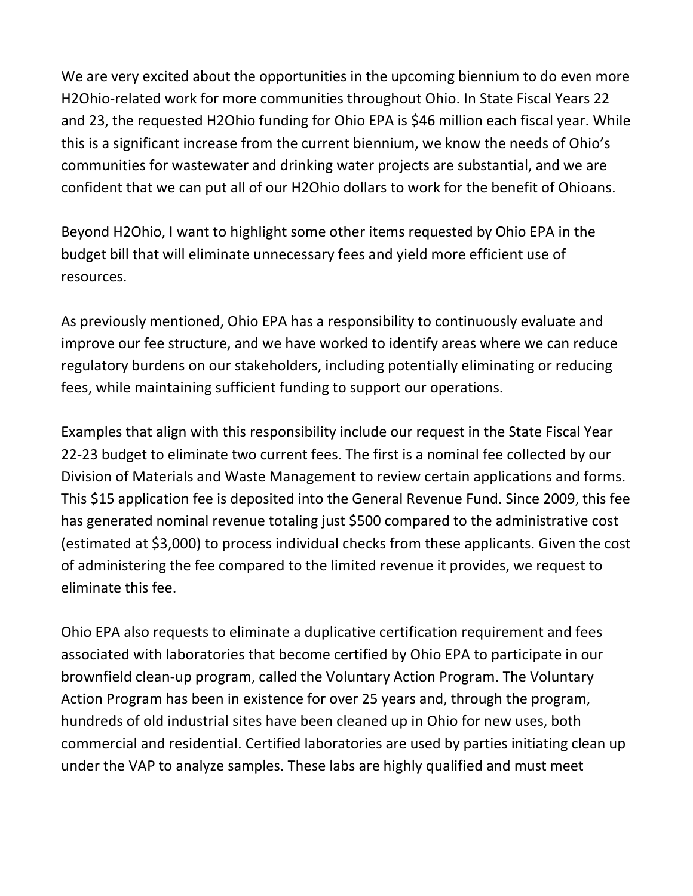We are very excited about the opportunities in the upcoming biennium to do even more H2Ohio-related work for more communities throughout Ohio. In State Fiscal Years 22 and 23, the requested H2Ohio funding for Ohio EPA is $46 million each fiscal year. While this is a significant increase from the current biennium, we know the needs of Ohio's communities for wastewater and drinking water projects are substantial, and we are confident that we can put all of our H2Ohio dollars to work for the benefit of Ohioans.

Beyond H2Ohio, I want to highlight some other items requested by Ohio EPA in the budget bill that will eliminate unnecessary fees and yield more efficient use of resources.

As previously mentioned, Ohio EPA has a responsibility to continuously evaluate and improve our fee structure, and we have worked to identify areas where we can reduce regulatory burdens on our stakeholders, including potentially eliminating or reducing fees, while maintaining sufficient funding to support our operations.

Examples that align with this responsibility include our request in the State Fiscal Year 22-23 budget to eliminate two current fees. The first is a nominal fee collected by our Division of Materials and Waste Management to review certain applications and forms. This $15 application fee is deposited into the General Revenue Fund. Since 2009, this fee has generated nominal revenue totaling just $500 compared to the administrative cost (estimated at $3,000) to process individual checks from these applicants. Given the cost of administering the fee compared to the limited revenue it provides, we request to eliminate this fee.

Ohio EPA also requests to eliminate a duplicative certification requirement and fees associated with laboratories that become certified by Ohio EPA to participate in our brownfield clean-up program, called the Voluntary Action Program. The Voluntary Action Program has been in existence for over 25 years and, through the program, hundreds of old industrial sites have been cleaned up in Ohio for new uses, both commercial and residential. Certified laboratories are used by parties initiating clean up under the VAP to analyze samples. These labs are highly qualified and must meet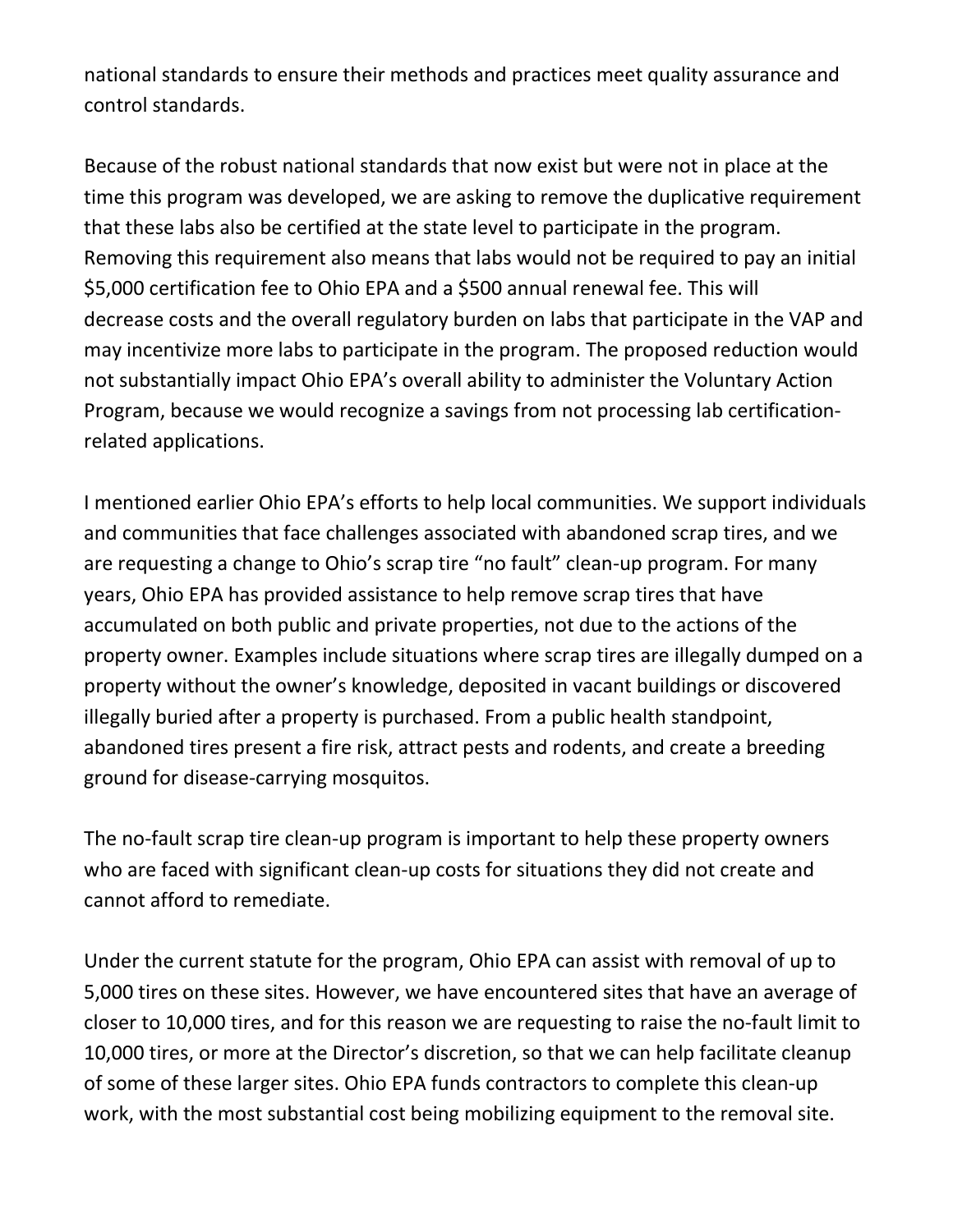national standards to ensure their methods and practices meet quality assurance and control standards.

Because of the robust national standards that now exist but were not in place at the time this program was developed, we are asking to remove the duplicative requirement that these labs also be certified at the state level to participate in the program. Removing this requirement also means that labs would not be required to pay an initial $5,000 certification fee to Ohio EPA and a $500 annual renewal fee. This will decrease costs and the overall regulatory burden on labs that participate in the VAP and may incentivize more labs to participate in the program. The proposed reduction would not substantially impact Ohio EPA's overall ability to administer the Voluntary Action Program, because we would recognize a savings from not processing lab certification-related applications.

I mentioned earlier Ohio EPA's efforts to help local communities. We support individuals and communities that face challenges associated with abandoned scrap tires, and we are requesting a change to Ohio's scrap tire "no fault" clean-up program. For many years, Ohio EPA has provided assistance to help remove scrap tires that have accumulated on both public and private properties, not due to the actions of the property owner. Examples include situations where scrap tires are illegally dumped on a property without the owner's knowledge, deposited in vacant buildings or discovered illegally buried after a property is purchased. From a public health standpoint, abandoned tires present a fire risk, attract pests and rodents, and create a breeding ground for disease-carrying mosquitos.

The no-fault scrap tire clean-up program is important to help these property owners who are faced with significant clean-up costs for situations they did not create and cannot afford to remediate.

Under the current statute for the program, Ohio EPA can assist with removal of up to 5,000 tires on these sites. However, we have encountered sites that have an average of closer to 10,000 tires, and for this reason we are requesting to raise the no-fault limit to 10,000 tires, or more at the Director's discretion, so that we can help facilitate cleanup of some of these larger sites. Ohio EPA funds contractors to complete this clean-up work, with the most substantial cost being mobilizing equipment to the removal site.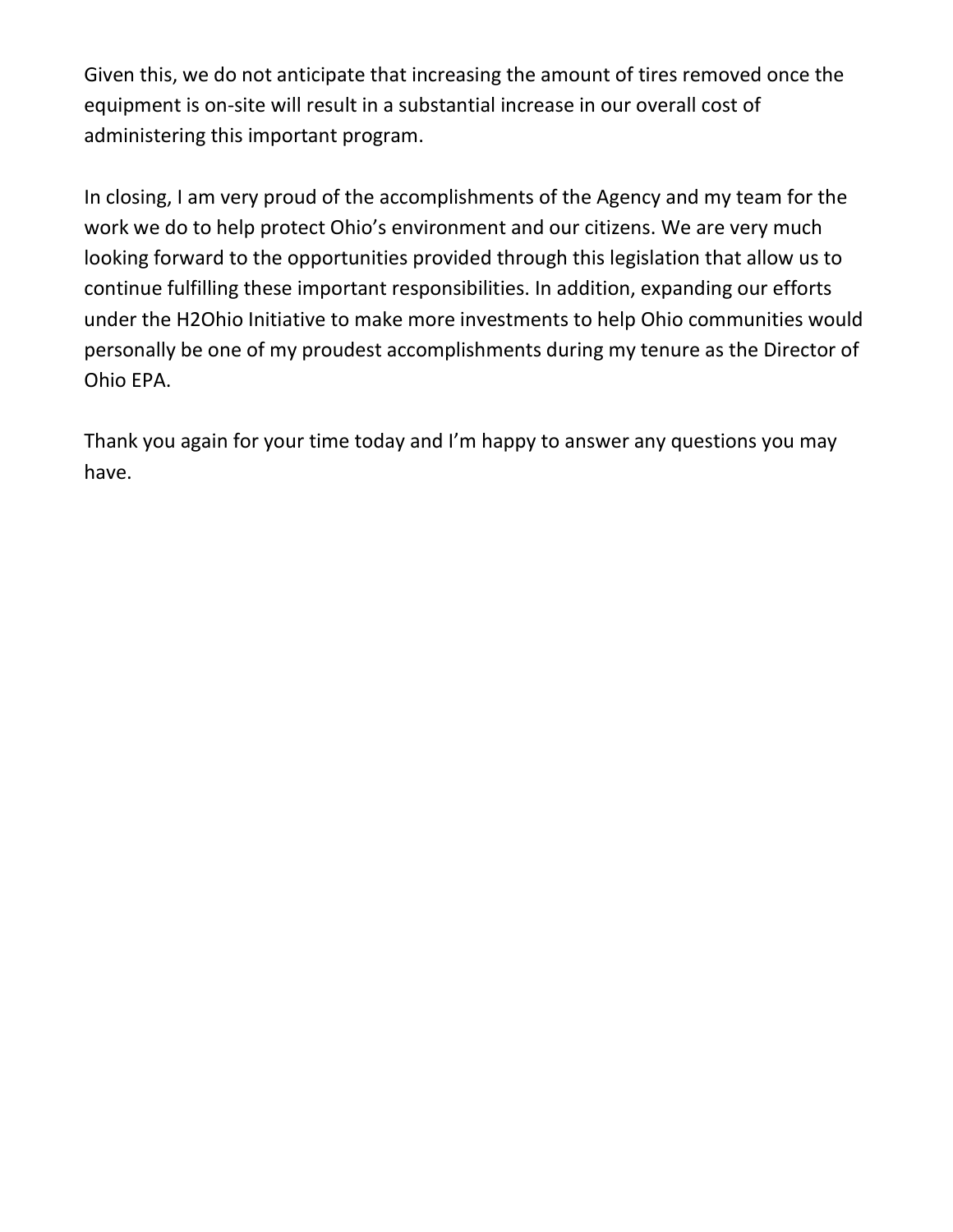Given this, we do not anticipate that increasing the amount of tires removed once the equipment is on-site will result in a substantial increase in our overall cost of administering this important program.

In closing, I am very proud of the accomplishments of the Agency and my team for the work we do to help protect Ohio's environment and our citizens. We are very much looking forward to the opportunities provided through this legislation that allow us to continue fulfilling these important responsibilities. In addition, expanding our efforts under the H2Ohio Initiative to make more investments to help Ohio communities would personally be one of my proudest accomplishments during my tenure as the Director of Ohio EPA.

Thank you again for your time today and I'm happy to answer any questions you may have.